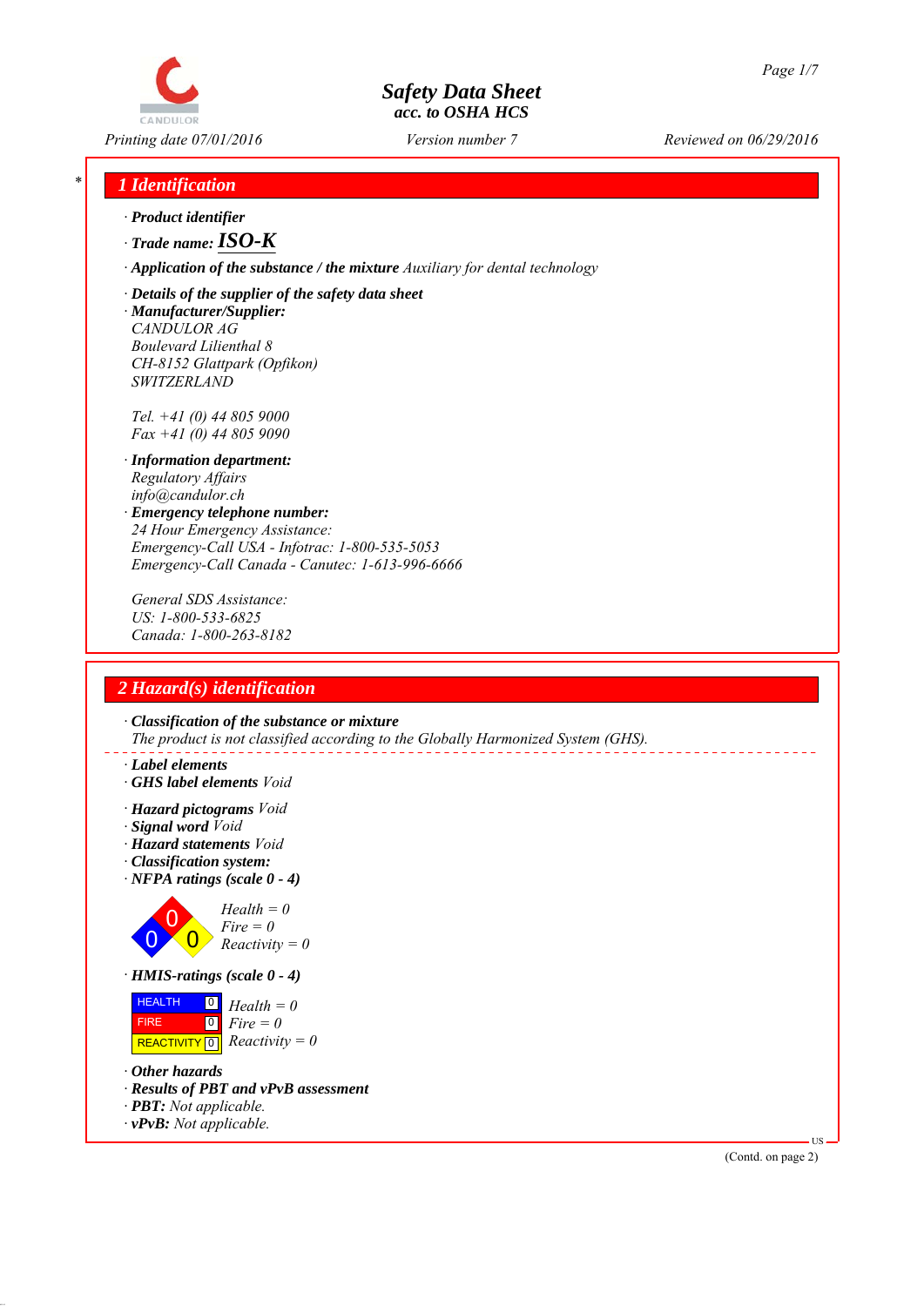# Safety Data Sheet
## acc. to OSHA HCS

Printing date 07/01/2016 | Version number 7 | Reviewed on 06/29/2016

## 1 Identification

· **Product identifier**

· **Trade name: ISO-K**

· **Application of the substance / the mixture** *Auxiliary for dental technology*

· **Details of the supplier of the safety data sheet**

· **Manufacturer/Supplier:**
CANDULOR AG
Boulevard Lilienthal 8
CH-8152 Glattpark (Opfikon)
SWITZERLAND

Tel. +41 (0) 44 805 9000
Fax +41 (0) 44 805 9090

· **Information department:**
Regulatory Affairs
info@candulor.ch

· **Emergency telephone number:**
24 Hour Emergency Assistance:
Emergency-Call USA - Infotrac: 1-800-535-5053
Emergency-Call Canada - Canutec: 1-613-996-6666

General SDS Assistance:
US: 1-800-533-6825
Canada: 1-800-263-8182

## 2 Hazard(s) identification

· **Classification of the substance or mixture**
The product is not classified according to the Globally Harmonized System (GHS).

· **Label elements**

· **GHS label elements** Void

· **Hazard pictograms** Void

· **Signal word** Void

· **Hazard statements** Void

· **Classification system:**

· **NFPA ratings (scale 0 - 4)**

Health = 0
Fire = 0
Reactivity = 0

· **HMIS-ratings (scale 0 - 4)**

| | | |
|---|---|---|
| HEALTH | 0 | Health = 0 |
| FIRE | 0 | Fire = 0 |
| REACTIVITY | 0 | Reactivity = 0 |

· **Other hazards**

· **Results of PBT and vPvB assessment**

· **PBT:** Not applicable.

· **vPvB:** Not applicable.

(Contd. on page 2)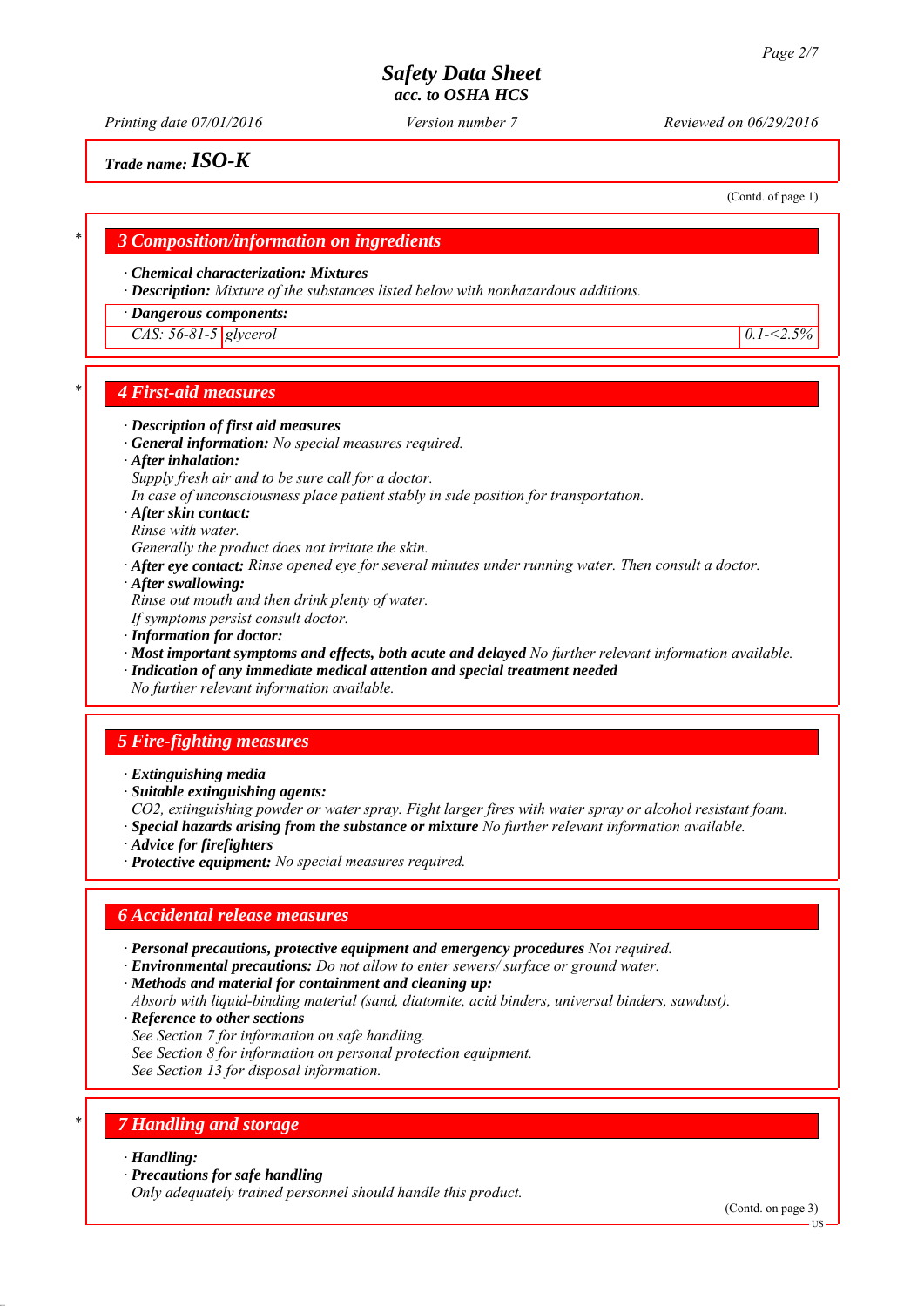Trade name: **ISO-K**

(Contd. of page 1)

## 3 Composition/information on ingredients

· **Chemical characterization: Mixtures**
· **Description:** Mixture of the substances listed below with nonhazardous additions.

| · Dangerous components: | | |
|---|---|---|
| CAS: 56-81-5 | glycerol | 0.1-<2.5% |

## 4 First-aid measures

· **Description of first aid measures**
· **General information:** No special measures required.
· **After inhalation:**
Supply fresh air and to be sure call for a doctor.
In case of unconsciousness place patient stably in side position for transportation.
· **After skin contact:**
Rinse with water.
Generally the product does not irritate the skin.
· **After eye contact:** Rinse opened eye for several minutes under running water. Then consult a doctor.
· **After swallowing:**
Rinse out mouth and then drink plenty of water.
If symptoms persist consult doctor.
· **Information for doctor:**
· **Most important symptoms and effects, both acute and delayed** No further relevant information available.
· **Indication of any immediate medical attention and special treatment needed**
No further relevant information available.

## 5 Fire-fighting measures

· **Extinguishing media**
· **Suitable extinguishing agents:**
$CO_2$, extinguishing powder or water spray. Fight larger fires with water spray or alcohol resistant foam.
· **Special hazards arising from the substance or mixture** No further relevant information available.
· **Advice for firefighters**
· **Protective equipment:** No special measures required.

## 6 Accidental release measures

· **Personal precautions, protective equipment and emergency procedures** Not required.
· **Environmental precautions:** Do not allow to enter sewers/ surface or ground water.
· **Methods and material for containment and cleaning up:**
Absorb with liquid-binding material (sand, diatomite, acid binders, universal binders, sawdust).
· **Reference to other sections**
See Section 7 for information on safe handling.
See Section 8 for information on personal protection equipment.
See Section 13 for disposal information.

## 7 Handling and storage

· **Handling:**
· **Precautions for safe handling**
Only adequately trained personnel should handle this product.

(Contd. on page 3)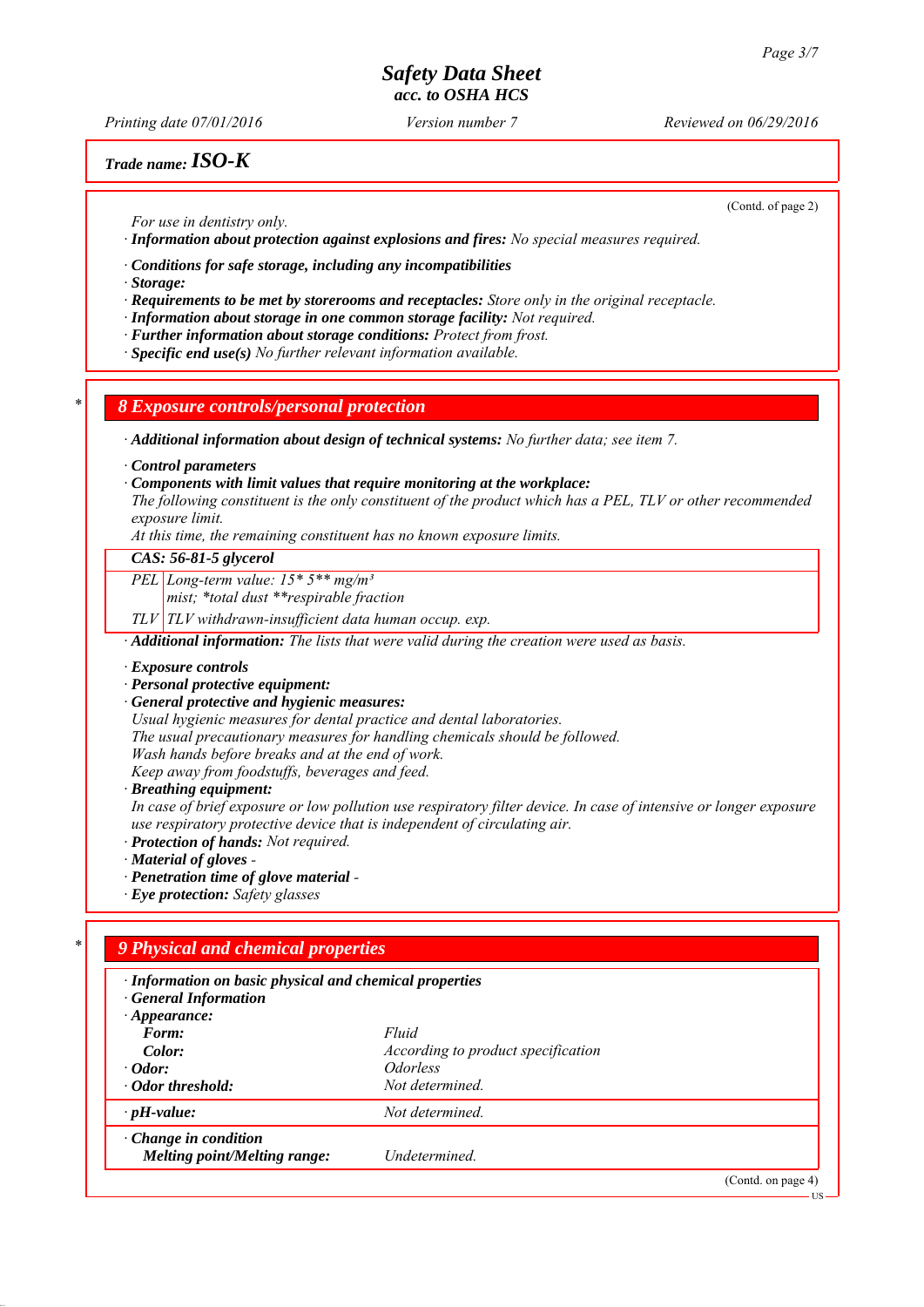**Trade name: ISO-K**

(Contd. of page 2)

*For use in dentistry only.*

· **Information about protection against explosions and fires:** *No special measures required.*

· **Conditions for safe storage, including any incompatibilities**
· **Storage:**
· **Requirements to be met by storerooms and receptacles:** *Store only in the original receptacle.*
· **Information about storage in one common storage facility:** *Not required.*
· **Further information about storage conditions:** *Protect from frost.*
· **Specific end use(s)** *No further relevant information available.*

## * 8 Exposure controls/personal protection

· **Additional information about design of technical systems:** *No further data; see item 7.*

· **Control parameters**
· **Components with limit values that require monitoring at the workplace:**
*The following constituent is the only constituent of the product which has a PEL, TLV or other recommended exposure limit.*
*At this time, the remaining constituent has no known exposure limits.*

| CAS: 56-81-5 glycerol | |
|---|---|
| PEL | Long-term value: 15* 5** mg/m³<br>mist; *total dust **respirable fraction |
| TLV | TLV withdrawn-insufficient data human occup. exp. |

· **Additional information:** *The lists that were valid during the creation were used as basis.*

· **Exposure controls**
· **Personal protective equipment:**
· **General protective and hygienic measures:**
*Usual hygienic measures for dental practice and dental laboratories.*
*The usual precautionary measures for handling chemicals should be followed.*
*Wash hands before breaks and at the end of work.*
*Keep away from foodstuffs, beverages and feed.*
· **Breathing equipment:**
*In case of brief exposure or low pollution use respiratory filter device. In case of intensive or longer exposure use respiratory protective device that is independent of circulating air.*
· **Protection of hands:** *Not required.*
· **Material of gloves** *-*
· **Penetration time of glove material** *-*
· **Eye protection:** *Safety glasses*

## * 9 Physical and chemical properties

| | |
|---|---|
| · **Information on basic physical and chemical properties** | |
| · **General Information** | |
| · **Appearance:** | |
| **Form:** | *Fluid* |
| **Color:** | *According to product specification* |
| · **Odor:** | *Odorless* |
| · **Odor threshold:** | *Not determined.* |
| · **pH-value:** | *Not determined.* |
| · **Change in condition** | |
| **Melting point/Melting range:** | *Undetermined.* |

(Contd. on page 4)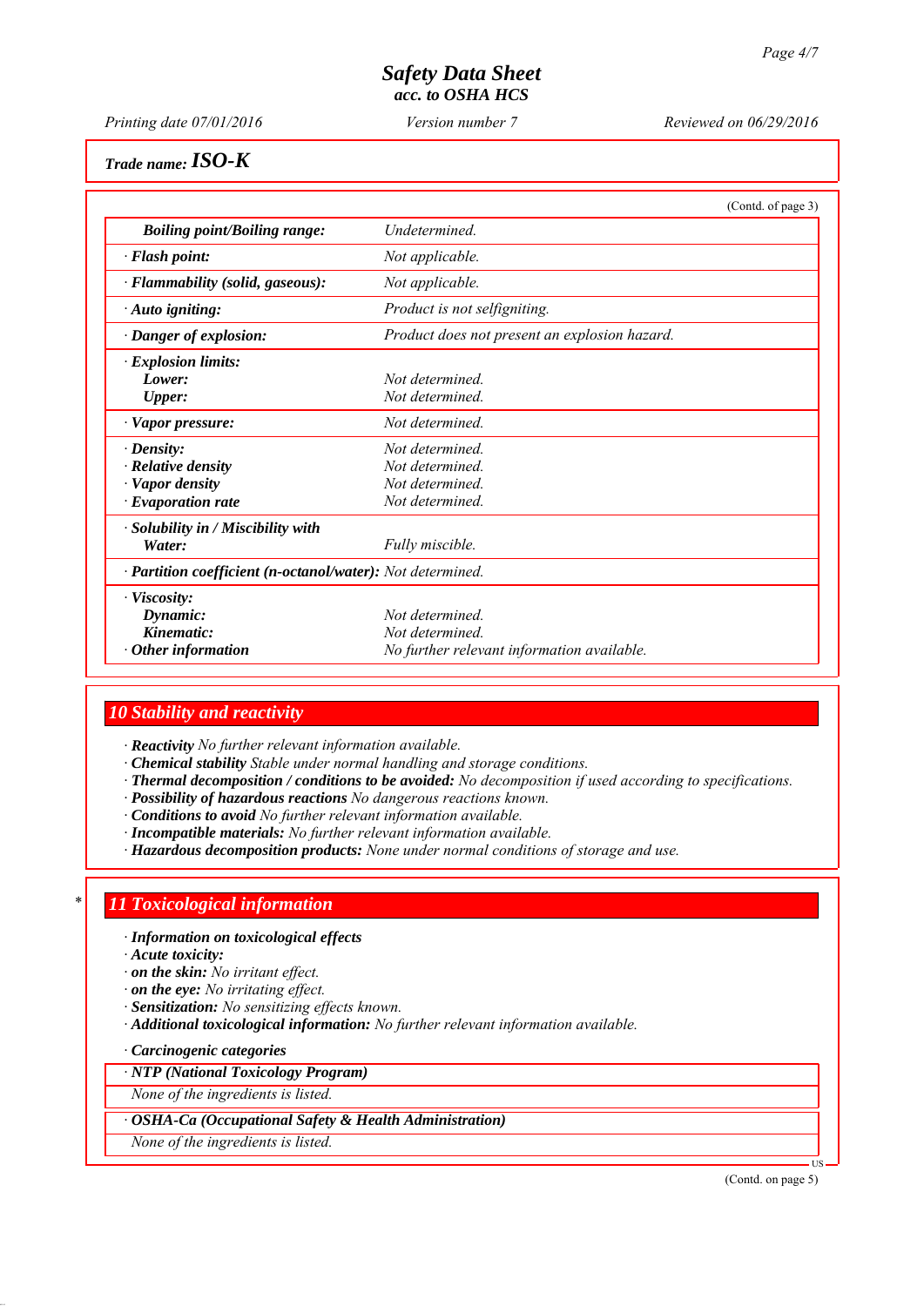Trade name: **ISO-K**

(Contd. of page 3)

| Property | Value |
|---|---|
| **Boiling point/Boiling range:** | Undetermined. |
| · **Flash point:** | Not applicable. |
| · **Flammability (solid, gaseous):** | Not applicable. |
| · **Auto igniting:** | Product is not selfigniting. |
| · **Danger of explosion:** | Product does not present an explosion hazard. |
| · **Explosion limits:** | |
| **Lower:** | Not determined. |
| **Upper:** | Not determined. |
| · **Vapor pressure:** | Not determined. |
| · **Density:** | Not determined. |
| · **Relative density** | Not determined. |
| · **Vapor density** | Not determined. |
| · **Evaporation rate** | Not determined. |
| · **Solubility in / Miscibility with** | |
| **Water:** | Fully miscible. |
| · **Partition coefficient (n-octanol/water):** | Not determined. |
| · **Viscosity:** | |
| **Dynamic:** | Not determined. |
| **Kinematic:** | Not determined. |
| · **Other information** | No further relevant information available. |

## 10 Stability and reactivity

· **Reactivity** No further relevant information available.
· **Chemical stability** Stable under normal handling and storage conditions.
· **Thermal decomposition / conditions to be avoided:** No decomposition if used according to specifications.
· **Possibility of hazardous reactions** No dangerous reactions known.
· **Conditions to avoid** No further relevant information available.
· **Incompatible materials:** No further relevant information available.
· **Hazardous decomposition products:** None under normal conditions of storage and use.

## * 11 Toxicological information

· **Information on toxicological effects**
· **Acute toxicity:**
· **on the skin:** No irritant effect.
· **on the eye:** No irritating effect.
· **Sensitization:** No sensitizing effects known.
· **Additional toxicological information:** No further relevant information available.

· **Carcinogenic categories**

| · NTP (National Toxicology Program) |
|---|
| None of the ingredients is listed. |

| · OSHA-Ca (Occupational Safety & Health Administration) |
|---|
| None of the ingredients is listed. |

(Contd. on page 5)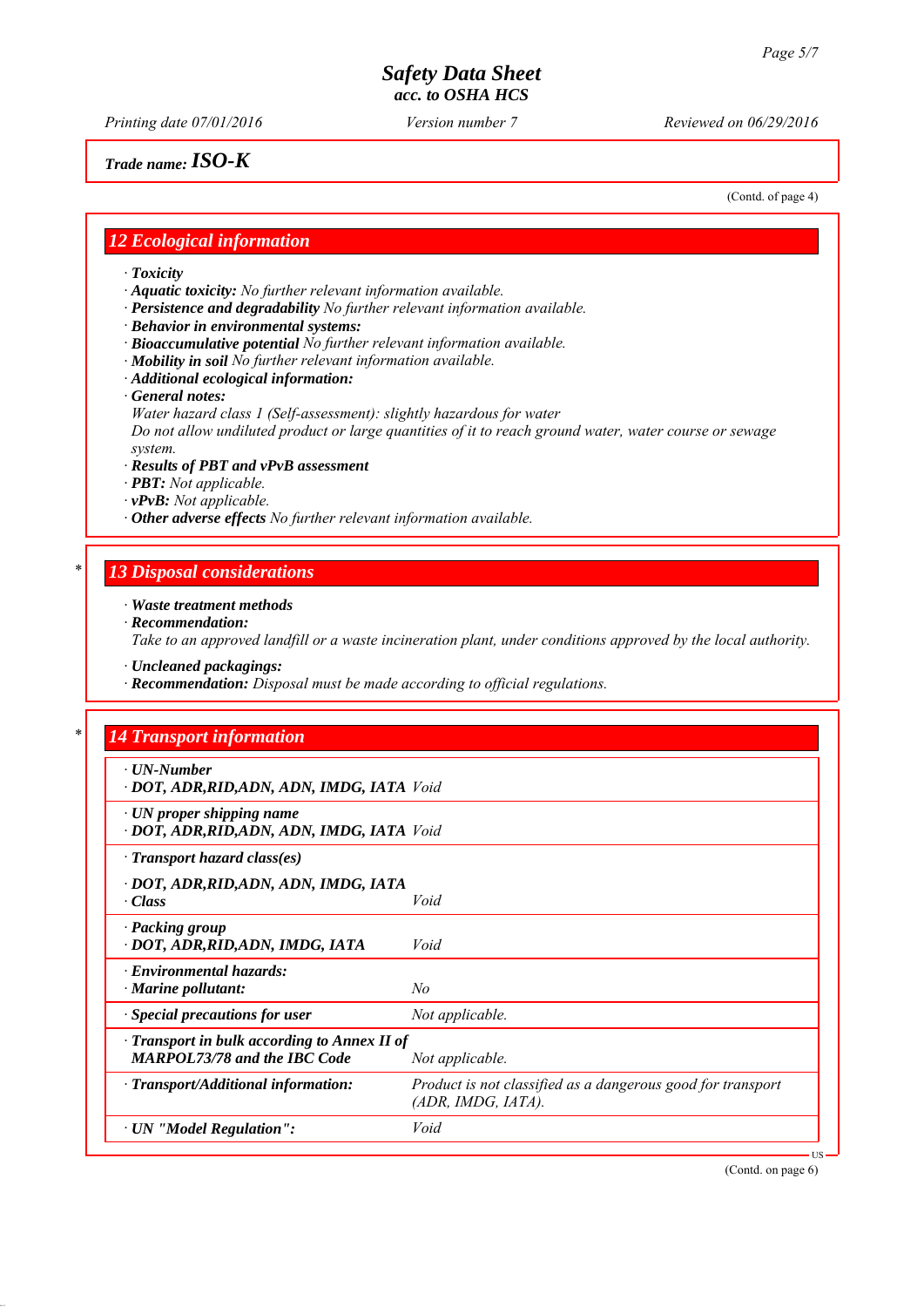Trade name: **ISO-K**

(Contd. of page 4)

## 12 Ecological information

· **Toxicity**
· **Aquatic toxicity:** *No further relevant information available.*
· **Persistence and degradability** *No further relevant information available.*
· **Behavior in environmental systems:**
· **Bioaccumulative potential** *No further relevant information available.*
· **Mobility in soil** *No further relevant information available.*
· **Additional ecological information:**
· **General notes:**
*Water hazard class 1 (Self-assessment): slightly hazardous for water*
*Do not allow undiluted product or large quantities of it to reach ground water, water course or sewage system.*
· **Results of PBT and vPvB assessment**
· **PBT:** *Not applicable.*
· **vPvB:** *Not applicable.*
· **Other adverse effects** *No further relevant information available.*

## * 13 Disposal considerations

· **Waste treatment methods**
· **Recommendation:**
*Take to an approved landfill or a waste incineration plant, under conditions approved by the local authority.*

· **Uncleaned packagings:**
· **Recommendation:** *Disposal must be made according to official regulations.*

## * 14 Transport information

| | |
|---|---|
| · **UN-Number**<br>· **DOT, ADR,RID,ADN, ADN, IMDG, IATA** | *Void* |
| · **UN proper shipping name**<br>· **DOT, ADR,RID,ADN, ADN, IMDG, IATA** | *Void* |
| · **Transport hazard class(es)** | |
| · **DOT, ADR,RID,ADN, ADN, IMDG, IATA**<br>· **Class** | *Void* |
| · **Packing group**<br>· **DOT, ADR,RID,ADN, IMDG, IATA** | *Void* |
| · **Environmental hazards:**<br>· **Marine pollutant:** | *No* |
| · **Special precautions for user** | *Not applicable.* |
| · **Transport in bulk according to Annex II of MARPOL73/78 and the IBC Code** | *Not applicable.* |
| · **Transport/Additional information:** | *Product is not classified as a dangerous good for transport (ADR, IMDG, IATA).* |
| · **UN "Model Regulation":** | *Void* |

(Contd. on page 6)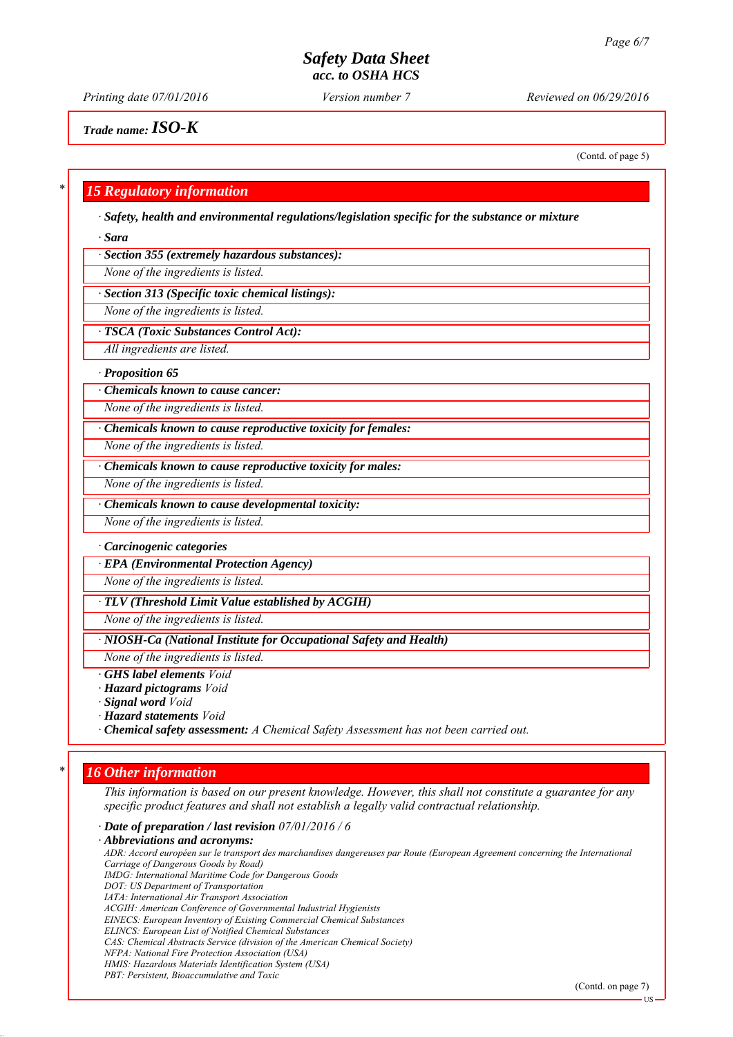**Trade name: ISO-K**

(Contd. of page 5)

## 15 Regulatory information

· **Safety, health and environmental regulations/legislation specific for the substance or mixture**

· **Sara**

· **Section 355 (extremely hazardous substances):**

None of the ingredients is listed.

· **Section 313 (Specific toxic chemical listings):**

None of the ingredients is listed.

· **TSCA (Toxic Substances Control Act):**

All ingredients are listed.

· **Proposition 65**

· **Chemicals known to cause cancer:**

None of the ingredients is listed.

· **Chemicals known to cause reproductive toxicity for females:**

None of the ingredients is listed.

· **Chemicals known to cause reproductive toxicity for males:**

None of the ingredients is listed.

· **Chemicals known to cause developmental toxicity:**

None of the ingredients is listed.

· **Carcinogenic categories**

· **EPA (Environmental Protection Agency)**

None of the ingredients is listed.

· **TLV (Threshold Limit Value established by ACGIH)**

None of the ingredients is listed.

· **NIOSH-Ca (National Institute for Occupational Safety and Health)**

None of the ingredients is listed.

· **GHS label elements** *Void*
· **Hazard pictograms** *Void*
· **Signal word** *Void*
· **Hazard statements** *Void*
· **Chemical safety assessment:** *A Chemical Safety Assessment has not been carried out.*

## 16 Other information

*This information is based on our present knowledge. However, this shall not constitute a guarantee for any specific product features and shall not establish a legally valid contractual relationship.*

· **Date of preparation / last revision** *07/01/2016 / 6*
· **Abbreviations and acronyms:**

ADR: Accord européen sur le transport des marchandises dangereuses par Route (European Agreement concerning the International Carriage of Dangerous Goods by Road)
IMDG: International Maritime Code for Dangerous Goods
DOT: US Department of Transportation
IATA: International Air Transport Association
ACGIH: American Conference of Governmental Industrial Hygienists
EINECS: European Inventory of Existing Commercial Chemical Substances
ELINCS: European List of Notified Chemical Substances
CAS: Chemical Abstracts Service (division of the American Chemical Society)
NFPA: National Fire Protection Association (USA)
HMIS: Hazardous Materials Identification System (USA)
PBT: Persistent, Bioaccumulative and Toxic

(Contd. on page 7)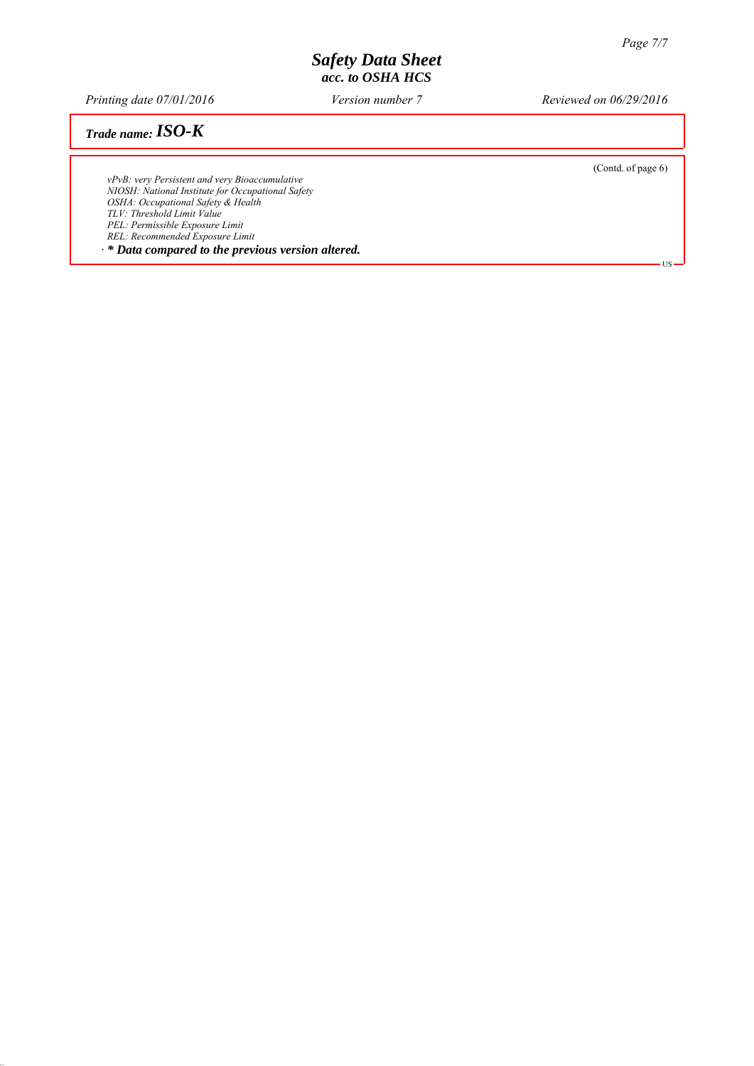## Trade name: ISO-K

(Contd. of page 6)

*vPvB: very Persistent and very Bioaccumulative*
*NIOSH: National Institute for Occupational Safety*
*OSHA: Occupational Safety & Health*
*TLV: Threshold Limit Value*
*PEL: Permissible Exposure Limit*
*REL: Recommended Exposure Limit*

· ***\* Data compared to the previous version altered.***